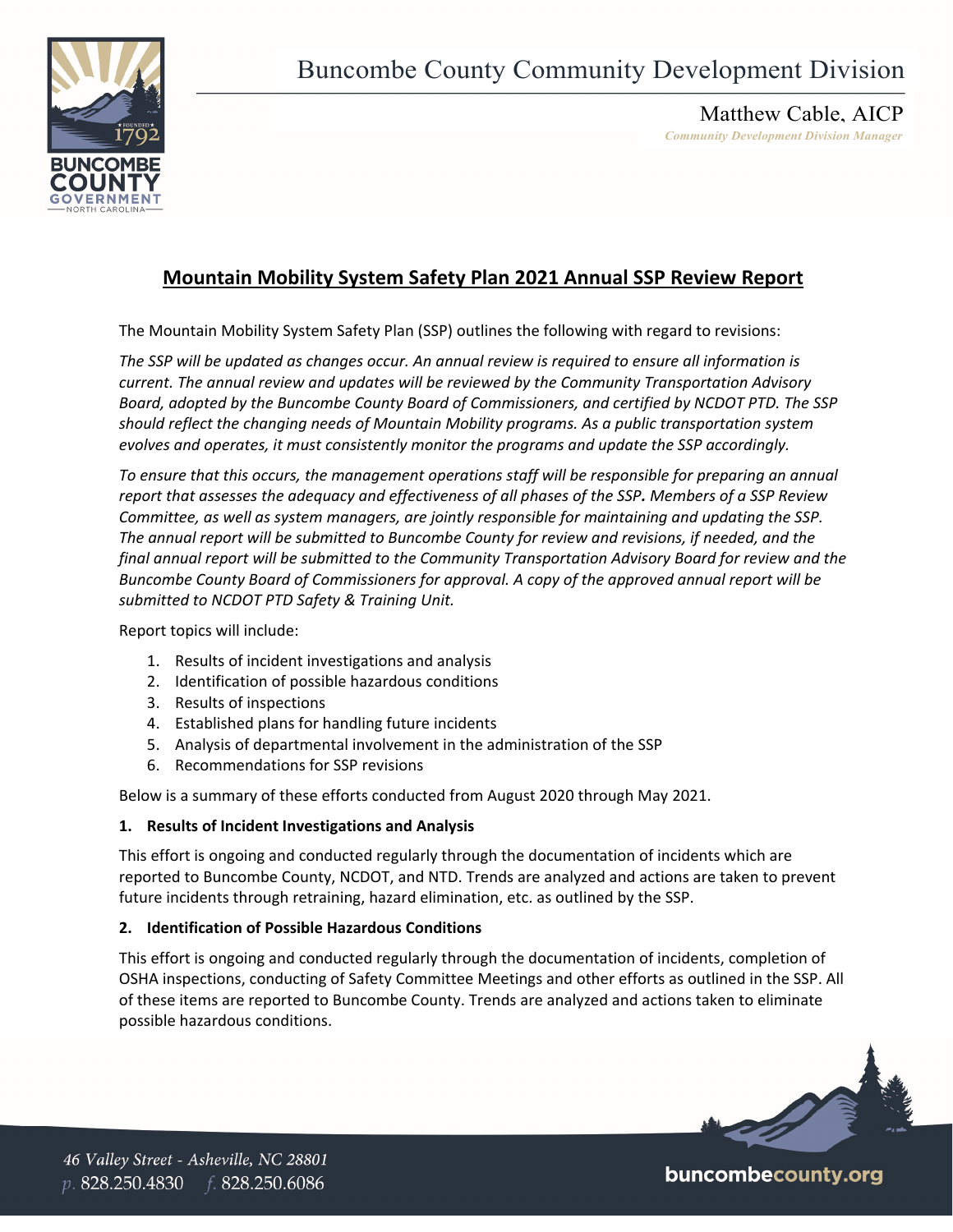Buncombe County Community Development Division

Matthew Cable, AICP
*Community Development Division Manager*

# Mountain Mobility System Safety Plan 2021 Annual SSP Review Report

The Mountain Mobility System Safety Plan (SSP) outlines the following with regard to revisions:

*The SSP will be updated as changes occur. An annual review is required to ensure all information is current. The annual review and updates will be reviewed by the Community Transportation Advisory Board, adopted by the Buncombe County Board of Commissioners, and certified by NCDOT PTD. The SSP should reflect the changing needs of Mountain Mobility programs. As a public transportation system evolves and operates, it must consistently monitor the programs and update the SSP accordingly.*

*To ensure that this occurs, the management operations staff will be responsible for preparing an annual report that assesses the adequacy and effectiveness of all phases of the SSP. Members of a SSP Review Committee, as well as system managers, are jointly responsible for maintaining and updating the SSP. The annual report will be submitted to Buncombe County for review and revisions, if needed, and the final annual report will be submitted to the Community Transportation Advisory Board for review and the Buncombe County Board of Commissioners for approval. A copy of the approved annual report will be submitted to NCDOT PTD Safety & Training Unit.*

Report topics will include:

1. Results of incident investigations and analysis
2. Identification of possible hazardous conditions
3. Results of inspections
4. Established plans for handling future incidents
5. Analysis of departmental involvement in the administration of the SSP
6. Recommendations for SSP revisions

Below is a summary of these efforts conducted from August 2020 through May 2021.

**1. Results of Incident Investigations and Analysis**

This effort is ongoing and conducted regularly through the documentation of incidents which are reported to Buncombe County, NCDOT, and NTD. Trends are analyzed and actions are taken to prevent future incidents through retraining, hazard elimination, etc. as outlined by the SSP.

**2. Identification of Possible Hazardous Conditions**

This effort is ongoing and conducted regularly through the documentation of incidents, completion of OSHA inspections, conducting of Safety Committee Meetings and other efforts as outlined in the SSP. All of these items are reported to Buncombe County. Trends are analyzed and actions taken to eliminate possible hazardous conditions.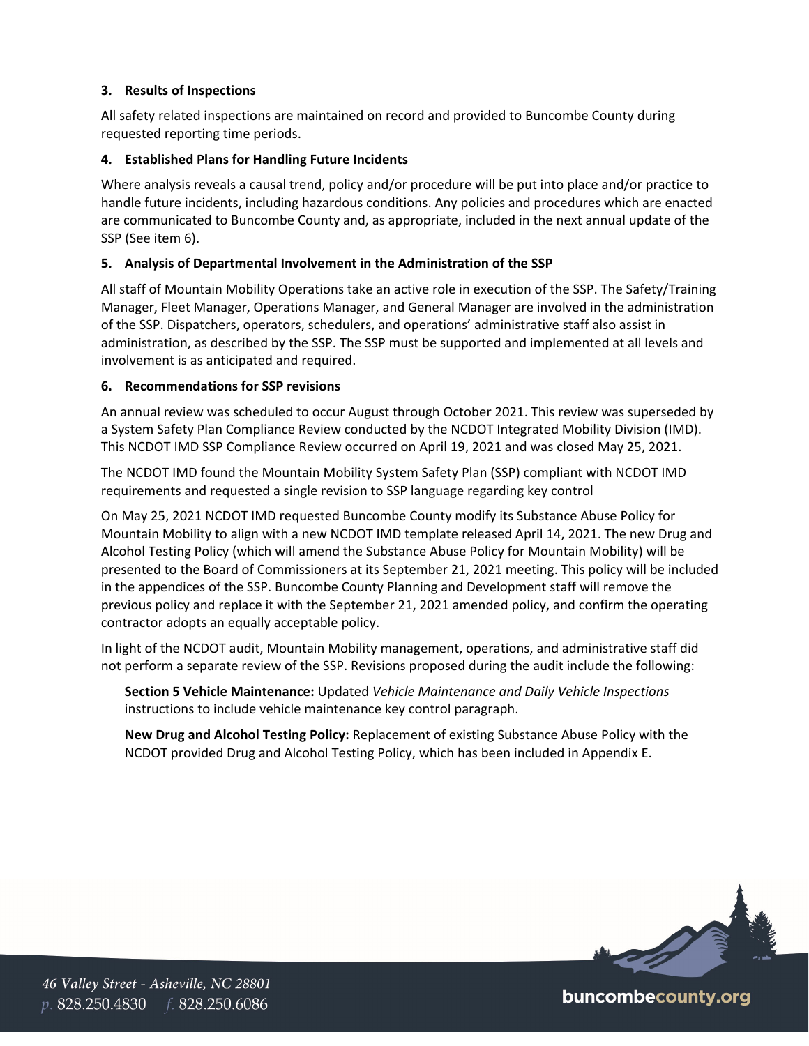**3. Results of Inspections**

All safety related inspections are maintained on record and provided to Buncombe County during requested reporting time periods.

**4. Established Plans for Handling Future Incidents**

Where analysis reveals a causal trend, policy and/or procedure will be put into place and/or practice to handle future incidents, including hazardous conditions. Any policies and procedures which are enacted are communicated to Buncombe County and, as appropriate, included in the next annual update of the SSP (See item 6).

**5. Analysis of Departmental Involvement in the Administration of the SSP**

All staff of Mountain Mobility Operations take an active role in execution of the SSP. The Safety/Training Manager, Fleet Manager, Operations Manager, and General Manager are involved in the administration of the SSP. Dispatchers, operators, schedulers, and operations' administrative staff also assist in administration, as described by the SSP. The SSP must be supported and implemented at all levels and involvement is as anticipated and required.

**6. Recommendations for SSP revisions**

An annual review was scheduled to occur August through October 2021. This review was superseded by a System Safety Plan Compliance Review conducted by the NCDOT Integrated Mobility Division (IMD). This NCDOT IMD SSP Compliance Review occurred on April 19, 2021 and was closed May 25, 2021.

The NCDOT IMD found the Mountain Mobility System Safety Plan (SSP) compliant with NCDOT IMD requirements and requested a single revision to SSP language regarding key control

On May 25, 2021 NCDOT IMD requested Buncombe County modify its Substance Abuse Policy for Mountain Mobility to align with a new NCDOT IMD template released April 14, 2021. The new Drug and Alcohol Testing Policy (which will amend the Substance Abuse Policy for Mountain Mobility) will be presented to the Board of Commissioners at its September 21, 2021 meeting. This policy will be included in the appendices of the SSP. Buncombe County Planning and Development staff will remove the previous policy and replace it with the September 21, 2021 amended policy, and confirm the operating contractor adopts an equally acceptable policy.

In light of the NCDOT audit, Mountain Mobility management, operations, and administrative staff did not perform a separate review of the SSP. Revisions proposed during the audit include the following:

**Section 5 Vehicle Maintenance:** Updated *Vehicle Maintenance and Daily Vehicle Inspections* instructions to include vehicle maintenance key control paragraph.

**New Drug and Alcohol Testing Policy:** Replacement of existing Substance Abuse Policy with the NCDOT provided Drug and Alcohol Testing Policy, which has been included in Appendix E.